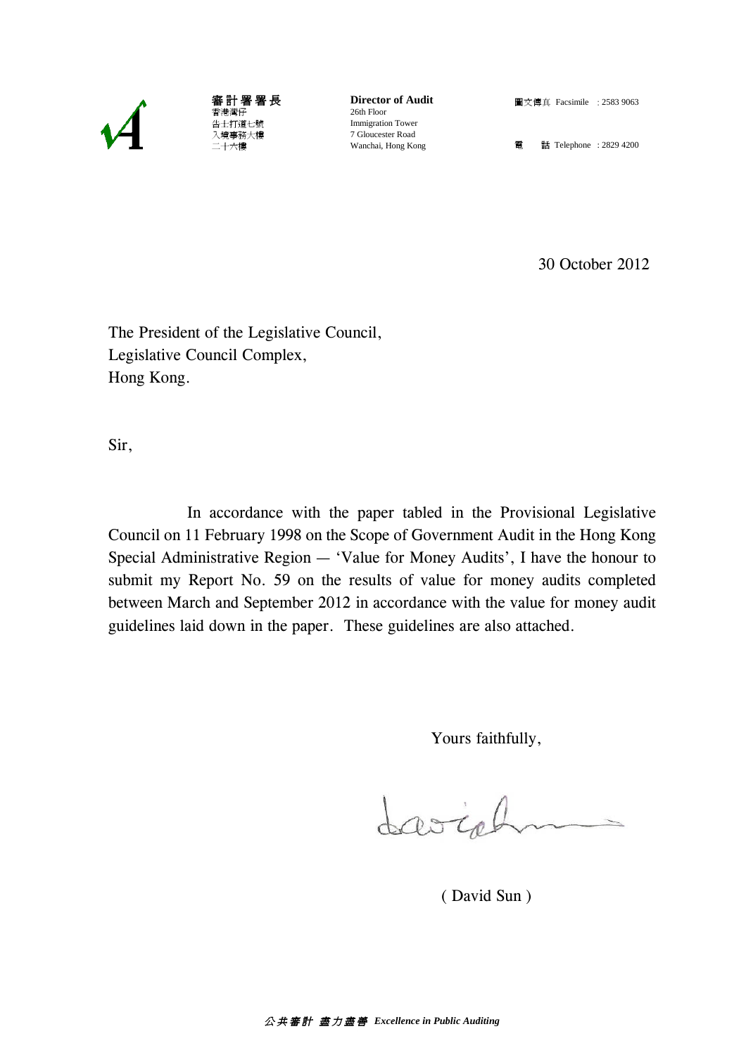審計署署長
香港灣仔
告士打道七號
入境事務大樓
二十六樓

**Director of Audit**
26th Floor
Immigration Tower
7 Gloucester Road
Wanchai, Hong Kong

圖文傳真 Facsimile : 2583 9063

電 話 Telephone : 2829 4200

30 October 2012

The President of the Legislative Council,
Legislative Council Complex,
Hong Kong.

Sir,

In accordance with the paper tabled in the Provisional Legislative Council on 11 February 1998 on the Scope of Government Audit in the Hong Kong Special Administrative Region — 'Value for Money Audits', I have the honour to submit my Report No. 59 on the results of value for money audits completed between March and September 2012 in accordance with the value for money audit guidelines laid down in the paper. These guidelines are also attached.

Yours faithfully,

( David Sun )

*公共審計 盡力盡善* ***Excellence in Public Auditing***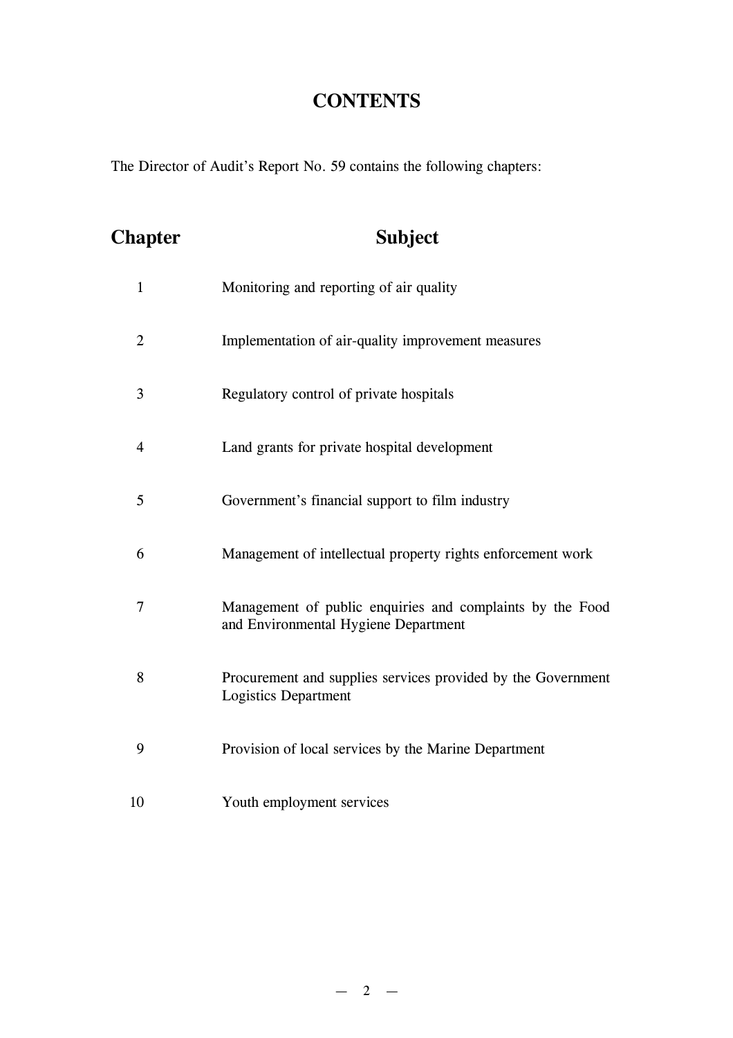# CONTENTS

The Director of Audit's Report No. 59 contains the following chapters:

| Chapter | Subject |
| --- | --- |
| 1 | Monitoring and reporting of air quality |
| 2 | Implementation of air-quality improvement measures |
| 3 | Regulatory control of private hospitals |
| 4 | Land grants for private hospital development |
| 5 | Government's financial support to film industry |
| 6 | Management of intellectual property rights enforcement work |
| 7 | Management of public enquiries and complaints by the Food and Environmental Hygiene Department |
| 8 | Procurement and supplies services provided by the Government Logistics Department |
| 9 | Provision of local services by the Marine Department |
| 10 | Youth employment services |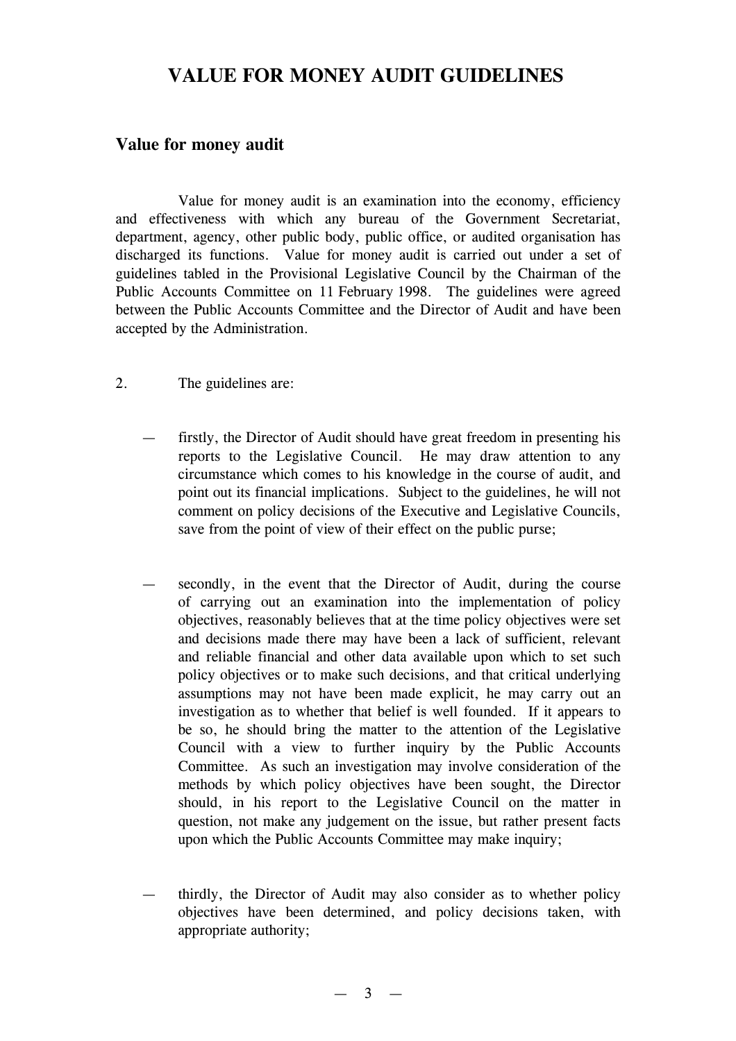# VALUE FOR MONEY AUDIT GUIDELINES

## Value for money audit

Value for money audit is an examination into the economy, efficiency and effectiveness with which any bureau of the Government Secretariat, department, agency, other public body, public office, or audited organisation has discharged its functions. Value for money audit is carried out under a set of guidelines tabled in the Provisional Legislative Council by the Chairman of the Public Accounts Committee on 11 February 1998. The guidelines were agreed between the Public Accounts Committee and the Director of Audit and have been accepted by the Administration.

2. The guidelines are:

— firstly, the Director of Audit should have great freedom in presenting his reports to the Legislative Council. He may draw attention to any circumstance which comes to his knowledge in the course of audit, and point out its financial implications. Subject to the guidelines, he will not comment on policy decisions of the Executive and Legislative Councils, save from the point of view of their effect on the public purse;

— secondly, in the event that the Director of Audit, during the course of carrying out an examination into the implementation of policy objectives, reasonably believes that at the time policy objectives were set and decisions made there may have been a lack of sufficient, relevant and reliable financial and other data available upon which to set such policy objectives or to make such decisions, and that critical underlying assumptions may not have been made explicit, he may carry out an investigation as to whether that belief is well founded. If it appears to be so, he should bring the matter to the attention of the Legislative Council with a view to further inquiry by the Public Accounts Committee. As such an investigation may involve consideration of the methods by which policy objectives have been sought, the Director should, in his report to the Legislative Council on the matter in question, not make any judgement on the issue, but rather present facts upon which the Public Accounts Committee may make inquiry;

— thirdly, the Director of Audit may also consider as to whether policy objectives have been determined, and policy decisions taken, with appropriate authority;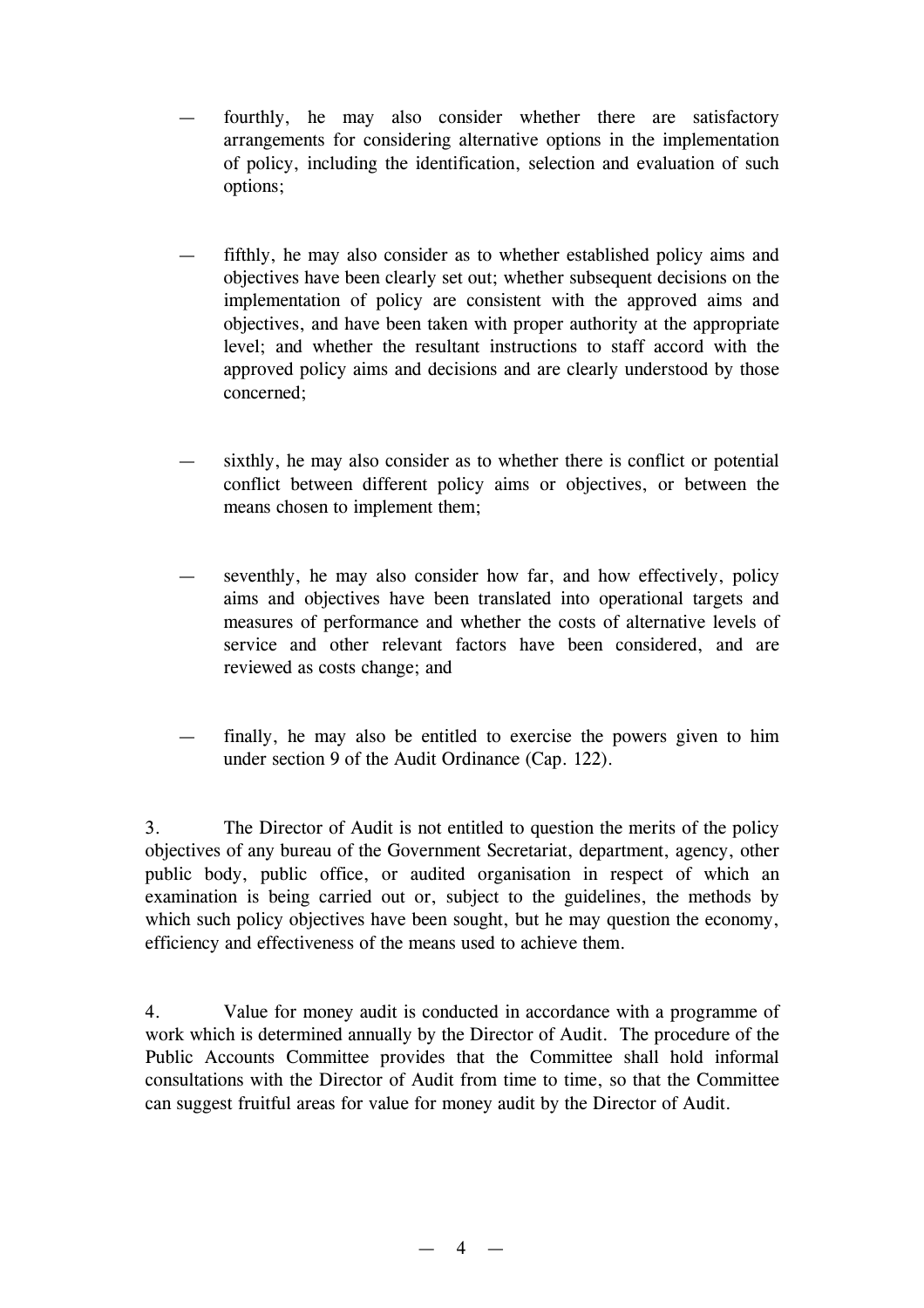— fourthly, he may also consider whether there are satisfactory arrangements for considering alternative options in the implementation of policy, including the identification, selection and evaluation of such options;

— fifthly, he may also consider as to whether established policy aims and objectives have been clearly set out; whether subsequent decisions on the implementation of policy are consistent with the approved aims and objectives, and have been taken with proper authority at the appropriate level; and whether the resultant instructions to staff accord with the approved policy aims and decisions and are clearly understood by those concerned;

— sixthly, he may also consider as to whether there is conflict or potential conflict between different policy aims or objectives, or between the means chosen to implement them;

— seventhly, he may also consider how far, and how effectively, policy aims and objectives have been translated into operational targets and measures of performance and whether the costs of alternative levels of service and other relevant factors have been considered, and are reviewed as costs change; and

— finally, he may also be entitled to exercise the powers given to him under section 9 of the Audit Ordinance (Cap. 122).

3. The Director of Audit is not entitled to question the merits of the policy objectives of any bureau of the Government Secretariat, department, agency, other public body, public office, or audited organisation in respect of which an examination is being carried out or, subject to the guidelines, the methods by which such policy objectives have been sought, but he may question the economy, efficiency and effectiveness of the means used to achieve them.

4. Value for money audit is conducted in accordance with a programme of work which is determined annually by the Director of Audit. The procedure of the Public Accounts Committee provides that the Committee shall hold informal consultations with the Director of Audit from time to time, so that the Committee can suggest fruitful areas for value for money audit by the Director of Audit.